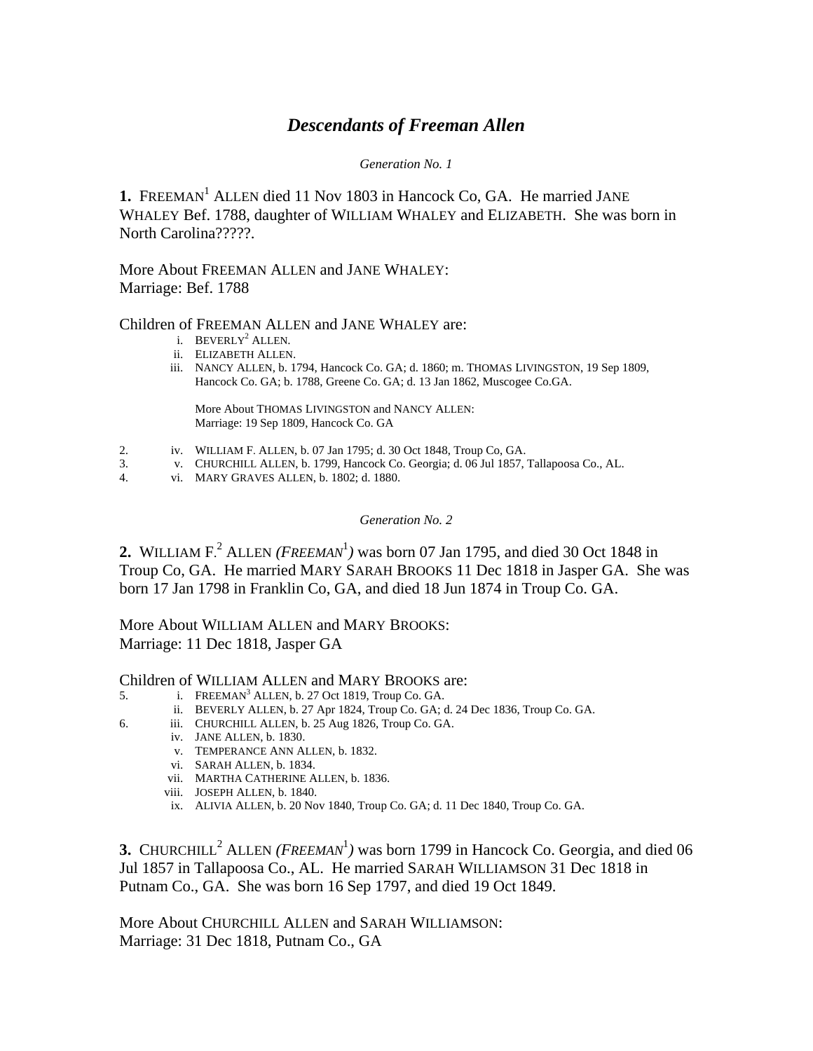# *Descendants of Freeman Allen*

*Generation No. 1*

**1.** FREEMAN[1] ALLEN died 11 Nov 1803 in Hancock Co, GA. He married JANE WHALEY Bef. 1788, daughter of WILLIAM WHALEY and ELIZABETH. She was born in North Carolina?????.

More About FREEMAN ALLEN and JANE WHALEY:
Marriage: Bef. 1788

Children of FREEMAN ALLEN and JANE WHALEY are:

- i. BEVERLY[2] ALLEN.
- ii. ELIZABETH ALLEN.
- iii. NANCY ALLEN, b. 1794, Hancock Co. GA; d. 1860; m. THOMAS LIVINGSTON, 19 Sep 1809, Hancock Co. GA; b. 1788, Greene Co. GA; d. 13 Jan 1862, Muscogee Co.GA.

  More About THOMAS LIVINGSTON and NANCY ALLEN:
  Marriage: 19 Sep 1809, Hancock Co. GA

- 2. iv. WILLIAM F. ALLEN, b. 07 Jan 1795; d. 30 Oct 1848, Troup Co, GA.
- 3. v. CHURCHILL ALLEN, b. 1799, Hancock Co. Georgia; d. 06 Jul 1857, Tallapoosa Co., AL.
- 4. vi. MARY GRAVES ALLEN, b. 1802; d. 1880.

*Generation No. 2*

**2.** WILLIAM F.[2] ALLEN *(FREEMAN[1])* was born 07 Jan 1795, and died 30 Oct 1848 in Troup Co, GA. He married MARY SARAH BROOKS 11 Dec 1818 in Jasper GA. She was born 17 Jan 1798 in Franklin Co, GA, and died 18 Jun 1874 in Troup Co. GA.

More About WILLIAM ALLEN and MARY BROOKS:
Marriage: 11 Dec 1818, Jasper GA

Children of WILLIAM ALLEN and MARY BROOKS are:

- 5. i. FREEMAN[3] ALLEN, b. 27 Oct 1819, Troup Co. GA.
- ii. BEVERLY ALLEN, b. 27 Apr 1824, Troup Co. GA; d. 24 Dec 1836, Troup Co. GA.
- 6. iii. CHURCHILL ALLEN, b. 25 Aug 1826, Troup Co. GA.
- iv. JANE ALLEN, b. 1830.
- v. TEMPERANCE ANN ALLEN, b. 1832.
- vi. SARAH ALLEN, b. 1834.
- vii. MARTHA CATHERINE ALLEN, b. 1836.
- viii. JOSEPH ALLEN, b. 1840.
- ix. ALIVIA ALLEN, b. 20 Nov 1840, Troup Co. GA; d. 11 Dec 1840, Troup Co. GA.

**3.** CHURCHILL[2] ALLEN *(FREEMAN[1])* was born 1799 in Hancock Co. Georgia, and died 06 Jul 1857 in Tallapoosa Co., AL. He married SARAH WILLIAMSON 31 Dec 1818 in Putnam Co., GA. She was born 16 Sep 1797, and died 19 Oct 1849.

More About CHURCHILL ALLEN and SARAH WILLIAMSON:
Marriage: 31 Dec 1818, Putnam Co., GA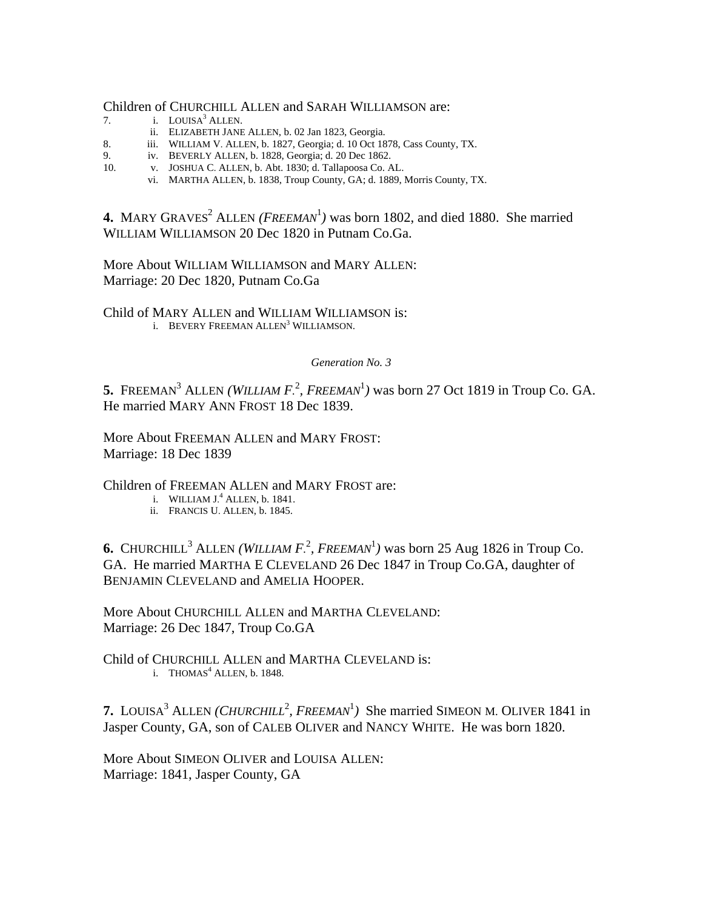Children of CHURCHILL ALLEN and SARAH WILLIAMSON are:

7. i. LOUISA[3] ALLEN.
   ii. ELIZABETH JANE ALLEN, b. 02 Jan 1823, Georgia.
8. iii. WILLIAM V. ALLEN, b. 1827, Georgia; d. 10 Oct 1878, Cass County, TX.
9. iv. BEVERLY ALLEN, b. 1828, Georgia; d. 20 Dec 1862.
10. v. JOSHUA C. ALLEN, b. Abt. 1830; d. Tallapoosa Co. AL.
   vi. MARTHA ALLEN, b. 1838, Troup County, GA; d. 1889, Morris County, TX.

**4.** MARY GRAVES[2] ALLEN *(FREEMAN[1])* was born 1802, and died 1880. She married WILLIAM WILLIAMSON 20 Dec 1820 in Putnam Co.Ga.

More About WILLIAM WILLIAMSON and MARY ALLEN:
Marriage: 20 Dec 1820, Putnam Co.Ga

Child of MARY ALLEN and WILLIAM WILLIAMSON is:

   i. BEVERY FREEMAN ALLEN[3] WILLIAMSON.

*Generation No. 3*

**5.** FREEMAN[3] ALLEN *(WILLIAM F.[2], FREEMAN[1])* was born 27 Oct 1819 in Troup Co. GA. He married MARY ANN FROST 18 Dec 1839.

More About FREEMAN ALLEN and MARY FROST:
Marriage: 18 Dec 1839

Children of FREEMAN ALLEN and MARY FROST are:

   i. WILLIAM J.[4] ALLEN, b. 1841.
   ii. FRANCIS U. ALLEN, b. 1845.

**6.** CHURCHILL[3] ALLEN *(WILLIAM F.[2], FREEMAN[1])* was born 25 Aug 1826 in Troup Co. GA. He married MARTHA E CLEVELAND 26 Dec 1847 in Troup Co.GA, daughter of BENJAMIN CLEVELAND and AMELIA HOOPER.

More About CHURCHILL ALLEN and MARTHA CLEVELAND:
Marriage: 26 Dec 1847, Troup Co.GA

Child of CHURCHILL ALLEN and MARTHA CLEVELAND is:

   i. THOMAS[4] ALLEN, b. 1848.

**7.** LOUISA[3] ALLEN *(CHURCHILL[2], FREEMAN[1])* She married SIMEON M. OLIVER 1841 in Jasper County, GA, son of CALEB OLIVER and NANCY WHITE. He was born 1820.

More About SIMEON OLIVER and LOUISA ALLEN:
Marriage: 1841, Jasper County, GA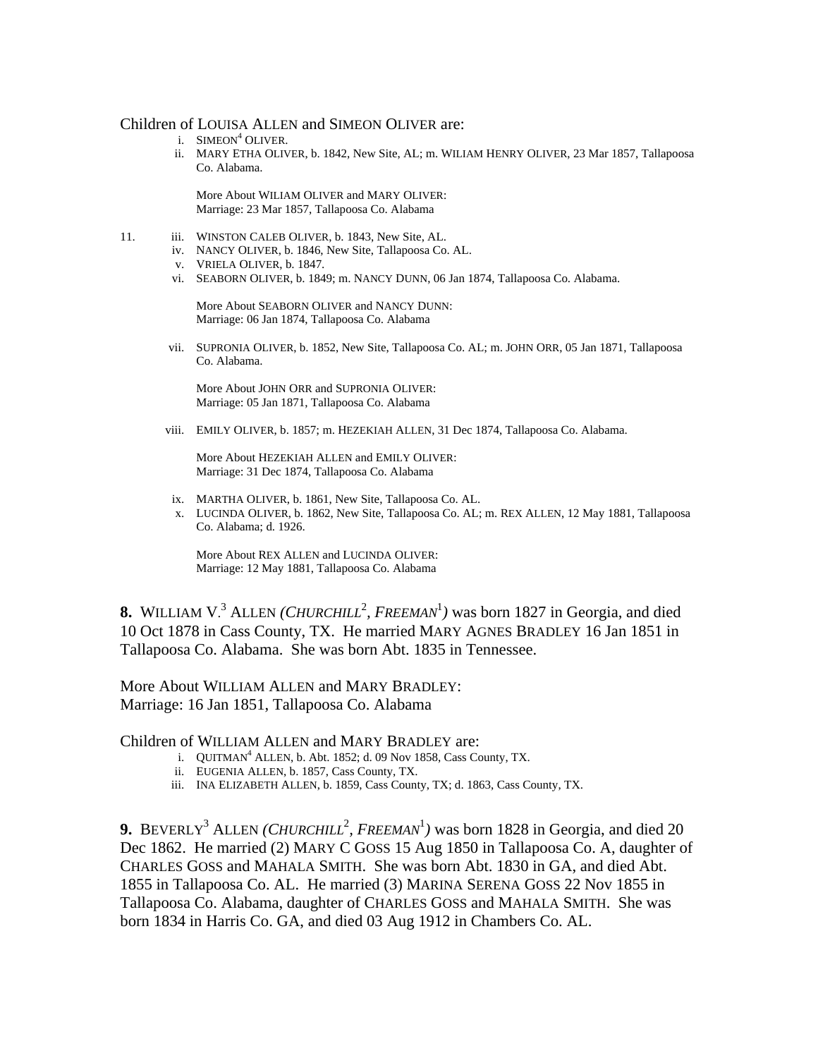Children of LOUISA ALLEN and SIMEON OLIVER are:

i. SIMEON[4] OLIVER.

ii. MARY ETHA OLIVER, b. 1842, New Site, AL; m. WILIAM HENRY OLIVER, 23 Mar 1857, Tallapoosa Co. Alabama.

More About WILIAM OLIVER and MARY OLIVER:
Marriage: 23 Mar 1857, Tallapoosa Co. Alabama

11. iii. WINSTON CALEB OLIVER, b. 1843, New Site, AL.

iv. NANCY OLIVER, b. 1846, New Site, Tallapoosa Co. AL.

v. VRIELA OLIVER, b. 1847.

vi. SEABORN OLIVER, b. 1849; m. NANCY DUNN, 06 Jan 1874, Tallapoosa Co. Alabama.

More About SEABORN OLIVER and NANCY DUNN:
Marriage: 06 Jan 1874, Tallapoosa Co. Alabama

vii. SUPRONIA OLIVER, b. 1852, New Site, Tallapoosa Co. AL; m. JOHN ORR, 05 Jan 1871, Tallapoosa Co. Alabama.

More About JOHN ORR and SUPRONIA OLIVER:
Marriage: 05 Jan 1871, Tallapoosa Co. Alabama

viii. EMILY OLIVER, b. 1857; m. HEZEKIAH ALLEN, 31 Dec 1874, Tallapoosa Co. Alabama.

More About HEZEKIAH ALLEN and EMILY OLIVER:
Marriage: 31 Dec 1874, Tallapoosa Co. Alabama

ix. MARTHA OLIVER, b. 1861, New Site, Tallapoosa Co. AL.

x. LUCINDA OLIVER, b. 1862, New Site, Tallapoosa Co. AL; m. REX ALLEN, 12 May 1881, Tallapoosa Co. Alabama; d. 1926.

More About REX ALLEN and LUCINDA OLIVER:
Marriage: 12 May 1881, Tallapoosa Co. Alabama

**8.** WILLIAM V.[3] ALLEN *(CHURCHILL[2], FREEMAN[1])* was born 1827 in Georgia, and died 10 Oct 1878 in Cass County, TX. He married MARY AGNES BRADLEY 16 Jan 1851 in Tallapoosa Co. Alabama. She was born Abt. 1835 in Tennessee.

More About WILLIAM ALLEN and MARY BRADLEY:
Marriage: 16 Jan 1851, Tallapoosa Co. Alabama

Children of WILLIAM ALLEN and MARY BRADLEY are:

i. QUITMAN[4] ALLEN, b. Abt. 1852; d. 09 Nov 1858, Cass County, TX.

ii. EUGENIA ALLEN, b. 1857, Cass County, TX.

iii. INA ELIZABETH ALLEN, b. 1859, Cass County, TX; d. 1863, Cass County, TX.

**9.** BEVERLY[3] ALLEN *(CHURCHILL[2], FREEMAN[1])* was born 1828 in Georgia, and died 20 Dec 1862. He married (2) MARY C GOSS 15 Aug 1850 in Tallapoosa Co. A, daughter of CHARLES GOSS and MAHALA SMITH. She was born Abt. 1830 in GA, and died Abt. 1855 in Tallapoosa Co. AL. He married (3) MARINA SERENA GOSS 22 Nov 1855 in Tallapoosa Co. Alabama, daughter of CHARLES GOSS and MAHALA SMITH. She was born 1834 in Harris Co. GA, and died 03 Aug 1912 in Chambers Co. AL.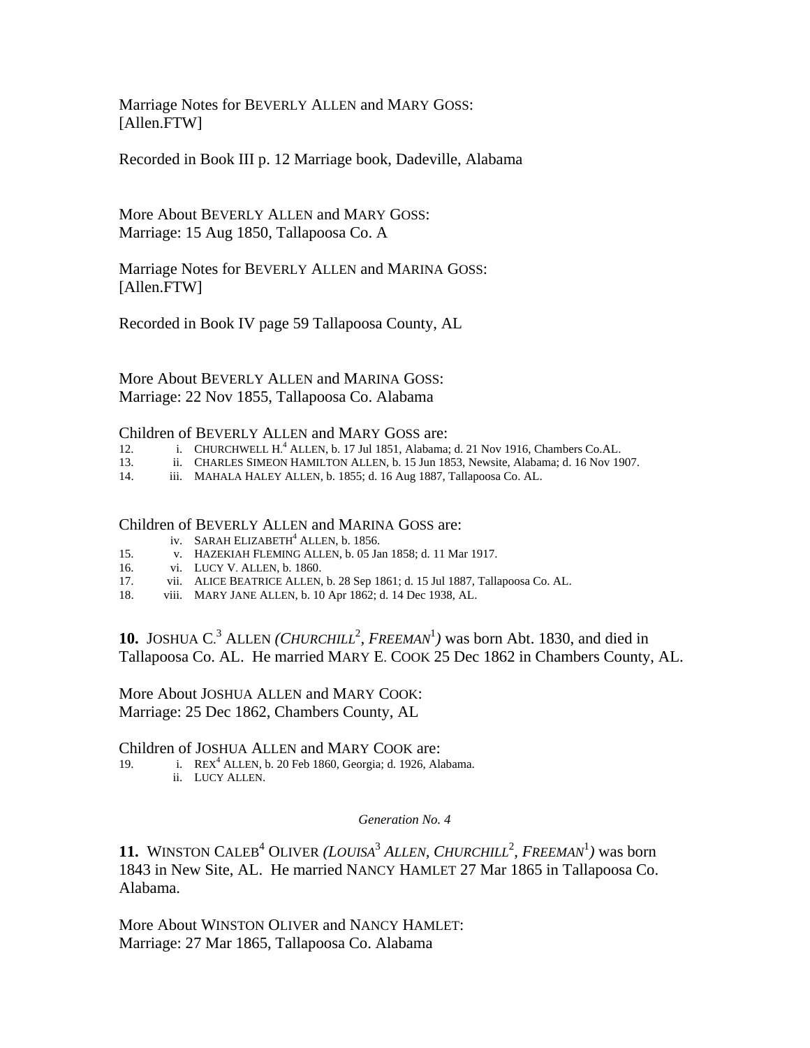Marriage Notes for BEVERLY ALLEN and MARY GOSS:
[Allen.FTW]

Recorded in Book III p. 12 Marriage book, Dadeville, Alabama

More About BEVERLY ALLEN and MARY GOSS:
Marriage: 15 Aug 1850, Tallapoosa Co. A

Marriage Notes for BEVERLY ALLEN and MARINA GOSS:
[Allen.FTW]

Recorded in Book IV page 59 Tallapoosa County, AL

More About BEVERLY ALLEN and MARINA GOSS:
Marriage: 22 Nov 1855, Tallapoosa Co. Alabama

Children of BEVERLY ALLEN and MARY GOSS are:

12. i. CHURCHWELL H.[4] ALLEN, b. 17 Jul 1851, Alabama; d. 21 Nov 1916, Chambers Co.AL.
13. ii. CHARLES SIMEON HAMILTON ALLEN, b. 15 Jun 1853, Newsite, Alabama; d. 16 Nov 1907.
14. iii. MAHALA HALEY ALLEN, b. 1855; d. 16 Aug 1887, Tallapoosa Co. AL.

Children of BEVERLY ALLEN and MARINA GOSS are:

iv. SARAH ELIZABETH[4] ALLEN, b. 1856.
15. v. HAZEKIAH FLEMING ALLEN, b. 05 Jan 1858; d. 11 Mar 1917.
16. vi. LUCY V. ALLEN, b. 1860.
17. vii. ALICE BEATRICE ALLEN, b. 28 Sep 1861; d. 15 Jul 1887, Tallapoosa Co. AL.
18. viii. MARY JANE ALLEN, b. 10 Apr 1862; d. 14 Dec 1938, AL.

**10.** JOSHUA C.[3] ALLEN *(CHURCHILL[2], FREEMAN[1])* was born Abt. 1830, and died in Tallapoosa Co. AL. He married MARY E. COOK 25 Dec 1862 in Chambers County, AL.

More About JOSHUA ALLEN and MARY COOK:
Marriage: 25 Dec 1862, Chambers County, AL

Children of JOSHUA ALLEN and MARY COOK are:

19. i. REX[4] ALLEN, b. 20 Feb 1860, Georgia; d. 1926, Alabama.
ii. LUCY ALLEN.

*Generation No. 4*

**11.** WINSTON CALEB[4] OLIVER *(LOUISA[3] ALLEN, CHURCHILL[2], FREEMAN[1])* was born 1843 in New Site, AL. He married NANCY HAMLET 27 Mar 1865 in Tallapoosa Co. Alabama.

More About WINSTON OLIVER and NANCY HAMLET:
Marriage: 27 Mar 1865, Tallapoosa Co. Alabama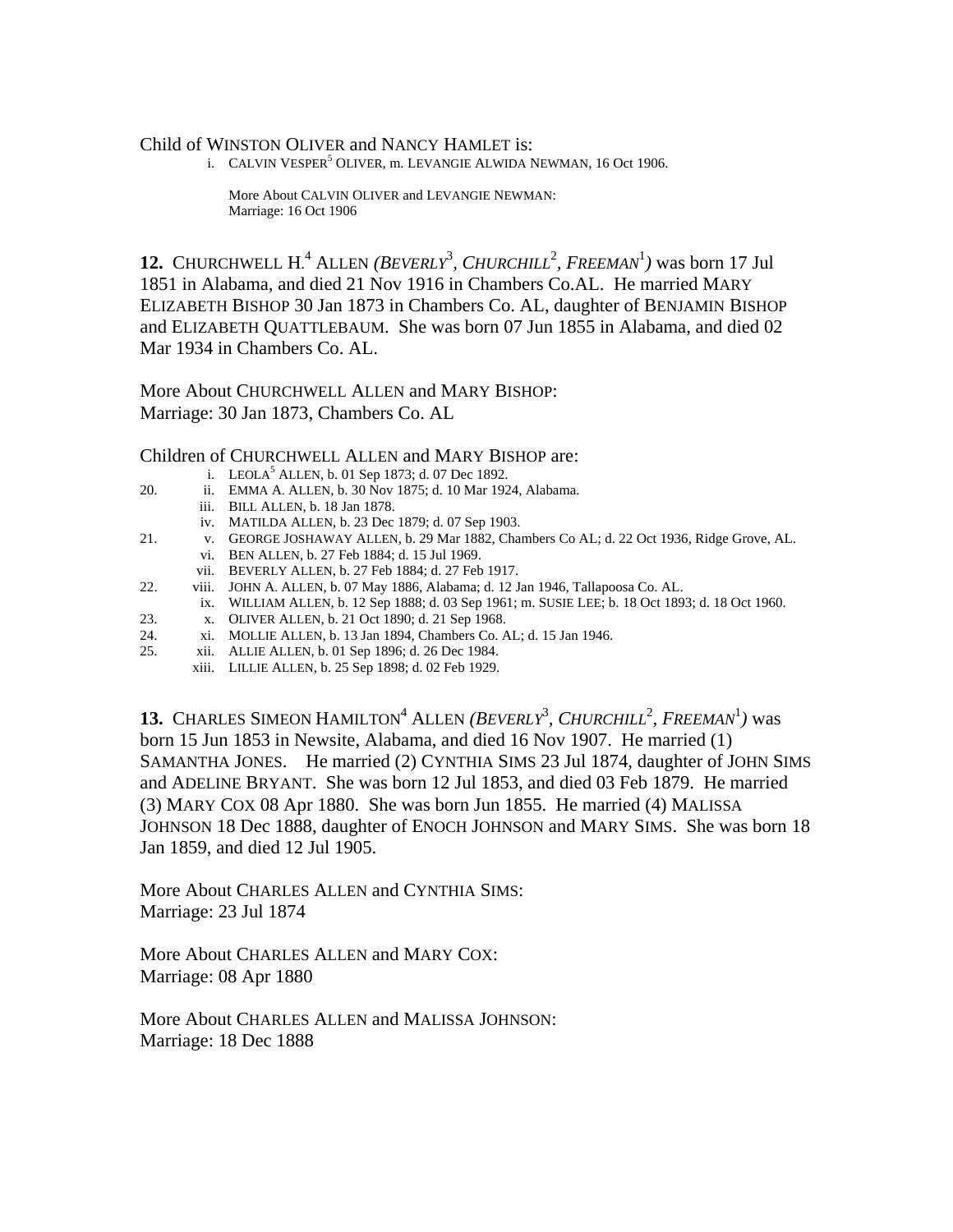Child of WINSTON OLIVER and NANCY HAMLET is:

i. CALVIN VESPER[5] OLIVER, m. LEVANGIE ALWIDA NEWMAN, 16 Oct 1906.

More About CALVIN OLIVER and LEVANGIE NEWMAN:
Marriage: 16 Oct 1906

**12.** CHURCHWELL H.[4] ALLEN *(BEVERLY[3], CHURCHILL[2], FREEMAN[1])* was born 17 Jul 1851 in Alabama, and died 21 Nov 1916 in Chambers Co.AL. He married MARY ELIZABETH BISHOP 30 Jan 1873 in Chambers Co. AL, daughter of BENJAMIN BISHOP and ELIZABETH QUATTLEBAUM. She was born 07 Jun 1855 in Alabama, and died 02 Mar 1934 in Chambers Co. AL.

More About CHURCHWELL ALLEN and MARY BISHOP:
Marriage: 30 Jan 1873, Chambers Co. AL

Children of CHURCHWELL ALLEN and MARY BISHOP are:

- i. LEOLA[5] ALLEN, b. 01 Sep 1873; d. 07 Dec 1892.
- 20. ii. EMMA A. ALLEN, b. 30 Nov 1875; d. 10 Mar 1924, Alabama.
- iii. BILL ALLEN, b. 18 Jan 1878.
- iv. MATILDA ALLEN, b. 23 Dec 1879; d. 07 Sep 1903.
- 21. v. GEORGE JOSHAWAY ALLEN, b. 29 Mar 1882, Chambers Co AL; d. 22 Oct 1936, Ridge Grove, AL.
- vi. BEN ALLEN, b. 27 Feb 1884; d. 15 Jul 1969.
- vii. BEVERLY ALLEN, b. 27 Feb 1884; d. 27 Feb 1917.
- 22. viii. JOHN A. ALLEN, b. 07 May 1886, Alabama; d. 12 Jan 1946, Tallapoosa Co. AL.
- ix. WILLIAM ALLEN, b. 12 Sep 1888; d. 03 Sep 1961; m. SUSIE LEE; b. 18 Oct 1893; d. 18 Oct 1960.
- 23. x. OLIVER ALLEN, b. 21 Oct 1890; d. 21 Sep 1968.
- 24. xi. MOLLIE ALLEN, b. 13 Jan 1894, Chambers Co. AL; d. 15 Jan 1946.
- 25. xii. ALLIE ALLEN, b. 01 Sep 1896; d. 26 Dec 1984.
- xiii. LILLIE ALLEN, b. 25 Sep 1898; d. 02 Feb 1929.

**13.** CHARLES SIMEON HAMILTON[4] ALLEN *(BEVERLY[3], CHURCHILL[2], FREEMAN[1])* was born 15 Jun 1853 in Newsite, Alabama, and died 16 Nov 1907. He married (1) SAMANTHA JONES. He married (2) CYNTHIA SIMS 23 Jul 1874, daughter of JOHN SIMS and ADELINE BRYANT. She was born 12 Jul 1853, and died 03 Feb 1879. He married (3) MARY COX 08 Apr 1880. She was born Jun 1855. He married (4) MALISSA JOHNSON 18 Dec 1888, daughter of ENOCH JOHNSON and MARY SIMS. She was born 18 Jan 1859, and died 12 Jul 1905.

More About CHARLES ALLEN and CYNTHIA SIMS:
Marriage: 23 Jul 1874

More About CHARLES ALLEN and MARY COX:
Marriage: 08 Apr 1880

More About CHARLES ALLEN and MALISSA JOHNSON:
Marriage: 18 Dec 1888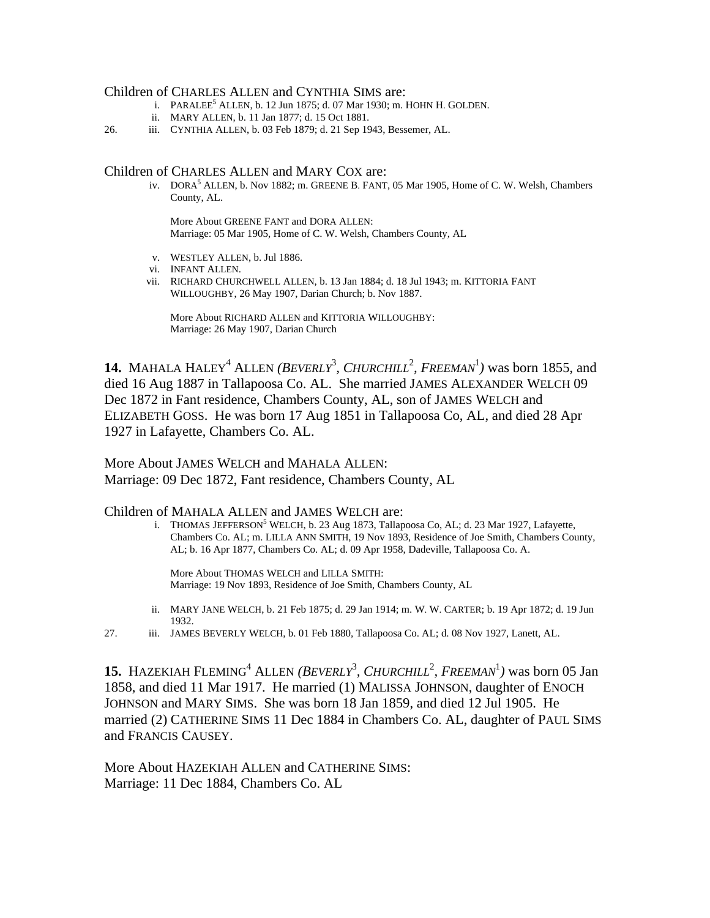Children of CHARLES ALLEN and CYNTHIA SIMS are:

- i. PARALEE[5] ALLEN, b. 12 Jun 1875; d. 07 Mar 1930; m. HOHN H. GOLDEN.
- ii. MARY ALLEN, b. 11 Jan 1877; d. 15 Oct 1881.
- 26. iii. CYNTHIA ALLEN, b. 03 Feb 1879; d. 21 Sep 1943, Bessemer, AL.

Children of CHARLES ALLEN and MARY COX are:

- iv. DORA[5] ALLEN, b. Nov 1882; m. GREENE B. FANT, 05 Mar 1905, Home of C. W. Welsh, Chambers County, AL.

  More About GREENE FANT and DORA ALLEN:
  Marriage: 05 Mar 1905, Home of C. W. Welsh, Chambers County, AL

- v. WESTLEY ALLEN, b. Jul 1886.
- vi. INFANT ALLEN.
- vii. RICHARD CHURCHWELL ALLEN, b. 13 Jan 1884; d. 18 Jul 1943; m. KITTORIA FANT WILLOUGHBY, 26 May 1907, Darian Church; b. Nov 1887.

  More About RICHARD ALLEN and KITTORIA WILLOUGHBY:
  Marriage: 26 May 1907, Darian Church

**14.** MAHALA HALEY[4] ALLEN *(BEVERLY[3], CHURCHILL[2], FREEMAN[1])* was born 1855, and died 16 Aug 1887 in Tallapoosa Co. AL. She married JAMES ALEXANDER WELCH 09 Dec 1872 in Fant residence, Chambers County, AL, son of JAMES WELCH and ELIZABETH GOSS. He was born 17 Aug 1851 in Tallapoosa Co, AL, and died 28 Apr 1927 in Lafayette, Chambers Co. AL.

More About JAMES WELCH and MAHALA ALLEN:
Marriage: 09 Dec 1872, Fant residence, Chambers County, AL

Children of MAHALA ALLEN and JAMES WELCH are:

- i. THOMAS JEFFERSON[5] WELCH, b. 23 Aug 1873, Tallapoosa Co, AL; d. 23 Mar 1927, Lafayette, Chambers Co. AL; m. LILLA ANN SMITH, 19 Nov 1893, Residence of Joe Smith, Chambers County, AL; b. 16 Apr 1877, Chambers Co. AL; d. 09 Apr 1958, Dadeville, Tallapoosa Co. A.

  More About THOMAS WELCH and LILLA SMITH:
  Marriage: 19 Nov 1893, Residence of Joe Smith, Chambers County, AL

- ii. MARY JANE WELCH, b. 21 Feb 1875; d. 29 Jan 1914; m. W. W. CARTER; b. 19 Apr 1872; d. 19 Jun 1932.
- 27. iii. JAMES BEVERLY WELCH, b. 01 Feb 1880, Tallapoosa Co. AL; d. 08 Nov 1927, Lanett, AL.

**15.** HAZEKIAH FLEMING[4] ALLEN *(BEVERLY[3], CHURCHILL[2], FREEMAN[1])* was born 05 Jan 1858, and died 11 Mar 1917. He married (1) MALISSA JOHNSON, daughter of ENOCH JOHNSON and MARY SIMS. She was born 18 Jan 1859, and died 12 Jul 1905. He married (2) CATHERINE SIMS 11 Dec 1884 in Chambers Co. AL, daughter of PAUL SIMS and FRANCIS CAUSEY.

More About HAZEKIAH ALLEN and CATHERINE SIMS:
Marriage: 11 Dec 1884, Chambers Co. AL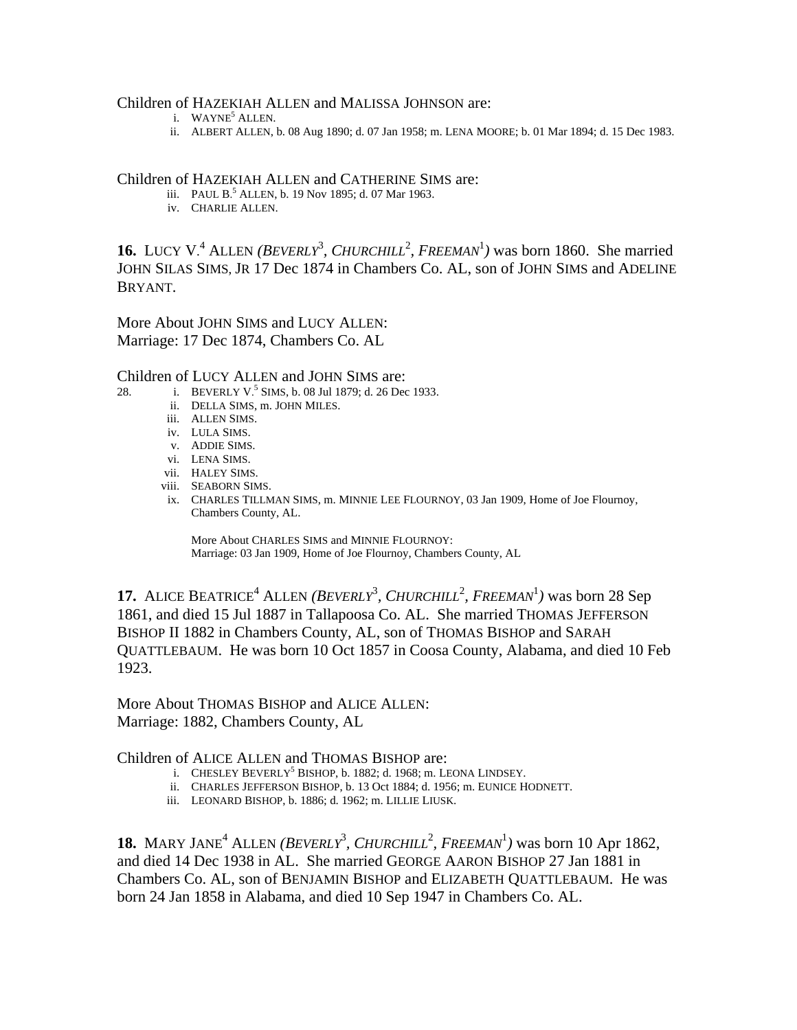Children of HAZEKIAH ALLEN and MALISSA JOHNSON are:

- i. WAYNE[5] ALLEN.
- ii. ALBERT ALLEN, b. 08 Aug 1890; d. 07 Jan 1958; m. LENA MOORE; b. 01 Mar 1894; d. 15 Dec 1983.

Children of HAZEKIAH ALLEN and CATHERINE SIMS are:

- iii. PAUL B.[5] ALLEN, b. 19 Nov 1895; d. 07 Mar 1963.
- iv. CHARLIE ALLEN.

**16.** LUCY V.[4] ALLEN *(BEVERLY[3], CHURCHILL[2], FREEMAN[1])* was born 1860. She married JOHN SILAS SIMS, JR 17 Dec 1874 in Chambers Co. AL, son of JOHN SIMS and ADELINE BRYANT.

More About JOHN SIMS and LUCY ALLEN:
Marriage: 17 Dec 1874, Chambers Co. AL

Children of LUCY ALLEN and JOHN SIMS are:

28. i. BEVERLY V.[5] SIMS, b. 08 Jul 1879; d. 26 Dec 1933.
- ii. DELLA SIMS, m. JOHN MILES.
- iii. ALLEN SIMS.
- iv. LULA SIMS.
- v. ADDIE SIMS.
- vi. LENA SIMS.
- vii. HALEY SIMS.
- viii. SEABORN SIMS.
- ix. CHARLES TILLMAN SIMS, m. MINNIE LEE FLOURNOY, 03 Jan 1909, Home of Joe Flournoy, Chambers County, AL.

  More About CHARLES SIMS and MINNIE FLOURNOY:
  Marriage: 03 Jan 1909, Home of Joe Flournoy, Chambers County, AL

**17.** ALICE BEATRICE[4] ALLEN *(BEVERLY[3], CHURCHILL[2], FREEMAN[1])* was born 28 Sep 1861, and died 15 Jul 1887 in Tallapoosa Co. AL. She married THOMAS JEFFERSON BISHOP II 1882 in Chambers County, AL, son of THOMAS BISHOP and SARAH QUATTLEBAUM. He was born 10 Oct 1857 in Coosa County, Alabama, and died 10 Feb 1923.

More About THOMAS BISHOP and ALICE ALLEN:
Marriage: 1882, Chambers County, AL

Children of ALICE ALLEN and THOMAS BISHOP are:

- i. CHESLEY BEVERLY[5] BISHOP, b. 1882; d. 1968; m. LEONA LINDSEY.
- ii. CHARLES JEFFERSON BISHOP, b. 13 Oct 1884; d. 1956; m. EUNICE HODNETT.
- iii. LEONARD BISHOP, b. 1886; d. 1962; m. LILLIE LIUSK.

**18.** MARY JANE[4] ALLEN *(BEVERLY[3], CHURCHILL[2], FREEMAN[1])* was born 10 Apr 1862, and died 14 Dec 1938 in AL. She married GEORGE AARON BISHOP 27 Jan 1881 in Chambers Co. AL, son of BENJAMIN BISHOP and ELIZABETH QUATTLEBAUM. He was born 24 Jan 1858 in Alabama, and died 10 Sep 1947 in Chambers Co. AL.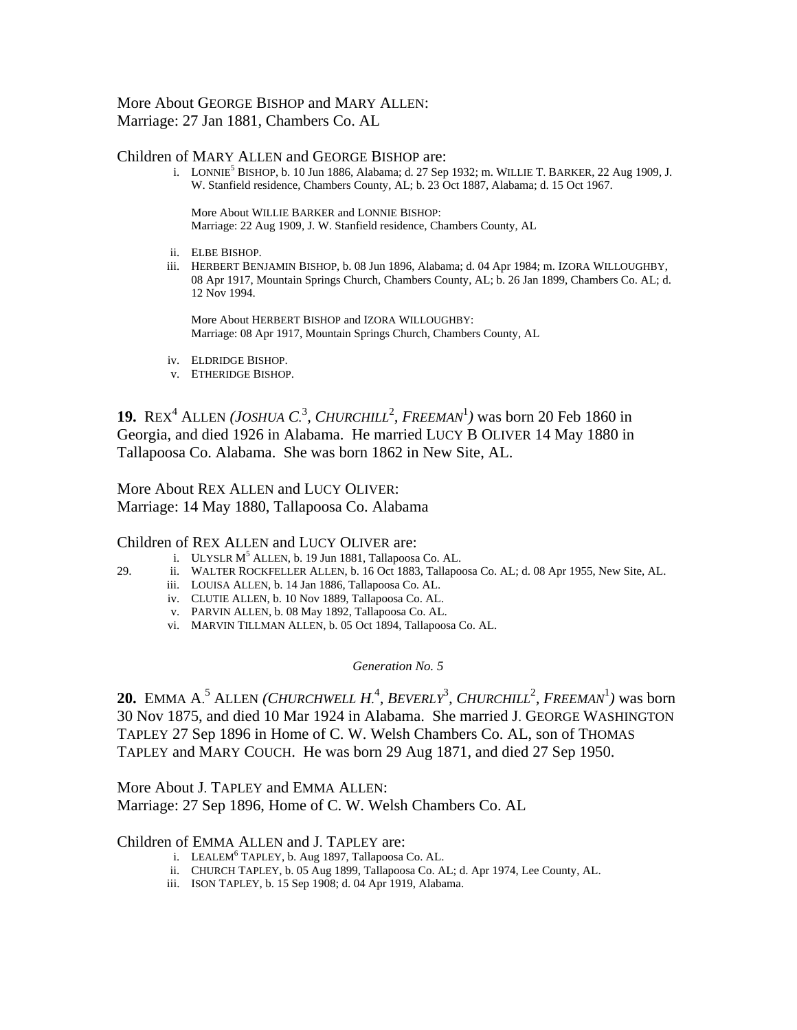More About GEORGE BISHOP and MARY ALLEN:
Marriage: 27 Jan 1881, Chambers Co. AL

Children of MARY ALLEN and GEORGE BISHOP are:

i. LONNIE[5] BISHOP, b. 10 Jun 1886, Alabama; d. 27 Sep 1932; m. WILLIE T. BARKER, 22 Aug 1909, J. W. Stanfield residence, Chambers County, AL; b. 23 Oct 1887, Alabama; d. 15 Oct 1967.

   More About WILLIE BARKER and LONNIE BISHOP:
   Marriage: 22 Aug 1909, J. W. Stanfield residence, Chambers County, AL

ii. ELBE BISHOP.

iii. HERBERT BENJAMIN BISHOP, b. 08 Jun 1896, Alabama; d. 04 Apr 1984; m. IZORA WILLOUGHBY, 08 Apr 1917, Mountain Springs Church, Chambers County, AL; b. 26 Jan 1899, Chambers Co. AL; d. 12 Nov 1994.

   More About HERBERT BISHOP and IZORA WILLOUGHBY:
   Marriage: 08 Apr 1917, Mountain Springs Church, Chambers County, AL

iv. ELDRIDGE BISHOP.

v. ETHERIDGE BISHOP.

**19.** REX[4] ALLEN *(JOSHUA C.[3], CHURCHILL[2], FREEMAN[1])* was born 20 Feb 1860 in Georgia, and died 1926 in Alabama. He married LUCY B OLIVER 14 May 1880 in Tallapoosa Co. Alabama. She was born 1862 in New Site, AL.

More About REX ALLEN and LUCY OLIVER:
Marriage: 14 May 1880, Tallapoosa Co. Alabama

Children of REX ALLEN and LUCY OLIVER are:

i. ULYSLR M[5] ALLEN, b. 19 Jun 1881, Tallapoosa Co. AL.

29. ii. WALTER ROCKFELLER ALLEN, b. 16 Oct 1883, Tallapoosa Co. AL; d. 08 Apr 1955, New Site, AL.

iii. LOUISA ALLEN, b. 14 Jan 1886, Tallapoosa Co. AL.

iv. CLUTIE ALLEN, b. 10 Nov 1889, Tallapoosa Co. AL.

v. PARVIN ALLEN, b. 08 May 1892, Tallapoosa Co. AL.

vi. MARVIN TILLMAN ALLEN, b. 05 Oct 1894, Tallapoosa Co. AL.

*Generation No. 5*

**20.** EMMA A.[5] ALLEN *(CHURCHWELL H.[4], BEVERLY[3], CHURCHILL[2], FREEMAN[1])* was born 30 Nov 1875, and died 10 Mar 1924 in Alabama. She married J. GEORGE WASHINGTON TAPLEY 27 Sep 1896 in Home of C. W. Welsh Chambers Co. AL, son of THOMAS TAPLEY and MARY COUCH. He was born 29 Aug 1871, and died 27 Sep 1950.

More About J. TAPLEY and EMMA ALLEN:
Marriage: 27 Sep 1896, Home of C. W. Welsh Chambers Co. AL

Children of EMMA ALLEN and J. TAPLEY are:

i. LEALEM[6] TAPLEY, b. Aug 1897, Tallapoosa Co. AL.

ii. CHURCH TAPLEY, b. 05 Aug 1899, Tallapoosa Co. AL; d. Apr 1974, Lee County, AL.

iii. ISON TAPLEY, b. 15 Sep 1908; d. 04 Apr 1919, Alabama.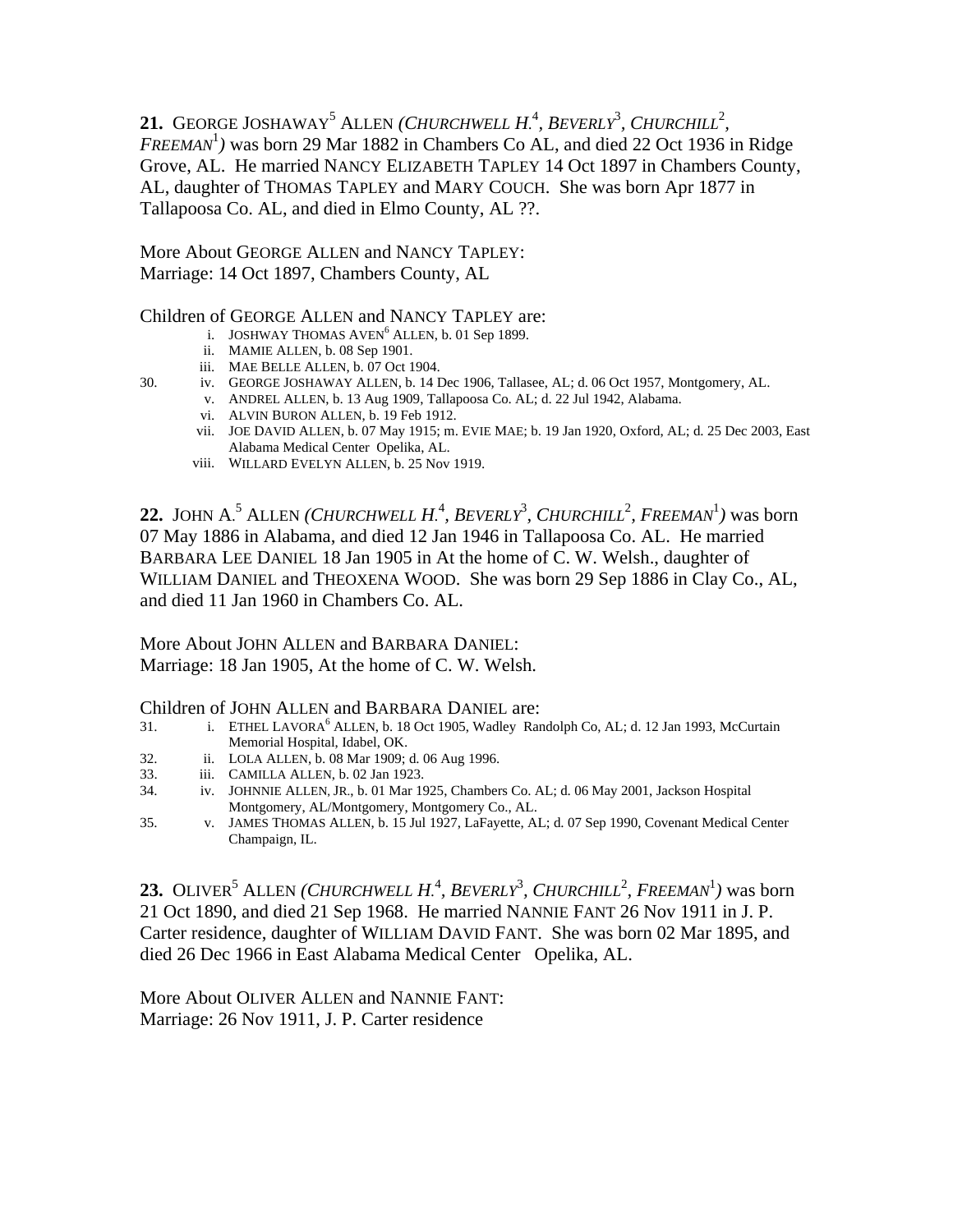**21.** GEORGE JOSHAWAY[5] ALLEN *(CHURCHWELL H.[4], BEVERLY[3], CHURCHILL[2], FREEMAN[1])* was born 29 Mar 1882 in Chambers Co AL, and died 22 Oct 1936 in Ridge Grove, AL. He married NANCY ELIZABETH TAPLEY 14 Oct 1897 in Chambers County, AL, daughter of THOMAS TAPLEY and MARY COUCH. She was born Apr 1877 in Tallapoosa Co. AL, and died in Elmo County, AL ??.

More About GEORGE ALLEN and NANCY TAPLEY:
Marriage: 14 Oct 1897, Chambers County, AL

Children of GEORGE ALLEN and NANCY TAPLEY are:

- i. JOSHWAY THOMAS AVEN[6] ALLEN, b. 01 Sep 1899.
- ii. MAMIE ALLEN, b. 08 Sep 1901.
- iii. MAE BELLE ALLEN, b. 07 Oct 1904.
- 30. iv. GEORGE JOSHAWAY ALLEN, b. 14 Dec 1906, Tallasee, AL; d. 06 Oct 1957, Montgomery, AL.
- v. ANDREL ALLEN, b. 13 Aug 1909, Tallapoosa Co. AL; d. 22 Jul 1942, Alabama.
- vi. ALVIN BURON ALLEN, b. 19 Feb 1912.
- vii. JOE DAVID ALLEN, b. 07 May 1915; m. EVIE MAE; b. 19 Jan 1920, Oxford, AL; d. 25 Dec 2003, East Alabama Medical Center Opelika, AL.
- viii. WILLARD EVELYN ALLEN, b. 25 Nov 1919.

**22.** JOHN A.[5] ALLEN *(CHURCHWELL H.[4], BEVERLY[3], CHURCHILL[2], FREEMAN[1])* was born 07 May 1886 in Alabama, and died 12 Jan 1946 in Tallapoosa Co. AL. He married BARBARA LEE DANIEL 18 Jan 1905 in At the home of C. W. Welsh., daughter of WILLIAM DANIEL and THEOXENA WOOD. She was born 29 Sep 1886 in Clay Co., AL, and died 11 Jan 1960 in Chambers Co. AL.

More About JOHN ALLEN and BARBARA DANIEL:
Marriage: 18 Jan 1905, At the home of C. W. Welsh.

Children of JOHN ALLEN and BARBARA DANIEL are:

- 31. i. ETHEL LAVORA[6] ALLEN, b. 18 Oct 1905, Wadley Randolph Co, AL; d. 12 Jan 1993, McCurtain Memorial Hospital, Idabel, OK.
- 32. ii. LOLA ALLEN, b. 08 Mar 1909; d. 06 Aug 1996.
- 33. iii. CAMILLA ALLEN, b. 02 Jan 1923.
- 34. iv. JOHNNIE ALLEN, JR., b. 01 Mar 1925, Chambers Co. AL; d. 06 May 2001, Jackson Hospital Montgomery, AL/Montgomery, Montgomery Co., AL.
- 35. v. JAMES THOMAS ALLEN, b. 15 Jul 1927, LaFayette, AL; d. 07 Sep 1990, Covenant Medical Center Champaign, IL.

**23.** OLIVER[5] ALLEN *(CHURCHWELL H.[4], BEVERLY[3], CHURCHILL[2], FREEMAN[1])* was born 21 Oct 1890, and died 21 Sep 1968. He married NANNIE FANT 26 Nov 1911 in J. P. Carter residence, daughter of WILLIAM DAVID FANT. She was born 02 Mar 1895, and died 26 Dec 1966 in East Alabama Medical Center Opelika, AL.

More About OLIVER ALLEN and NANNIE FANT:
Marriage: 26 Nov 1911, J. P. Carter residence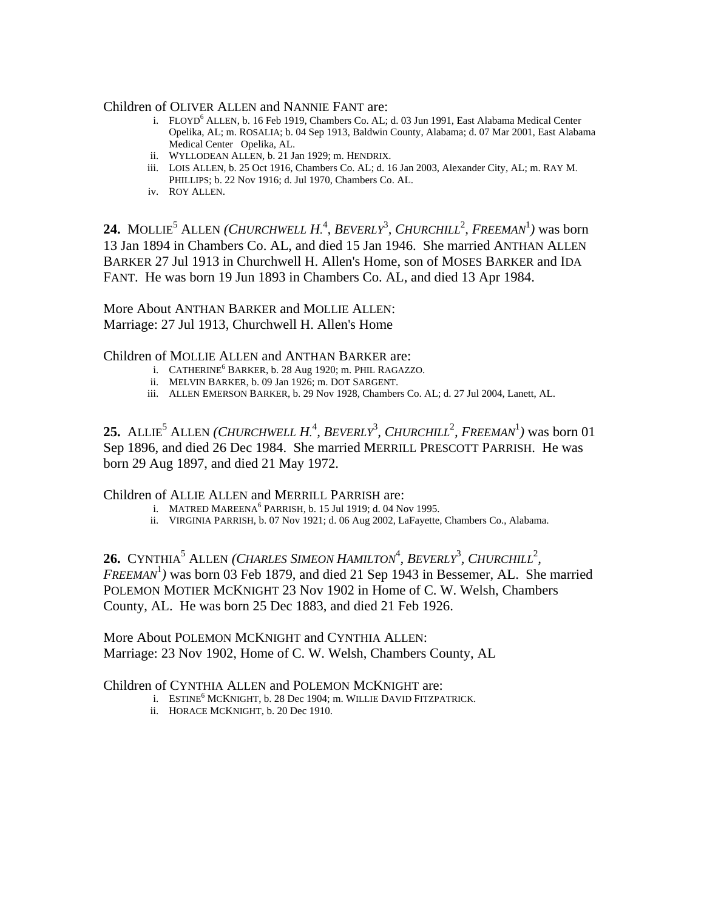Children of OLIVER ALLEN and NANNIE FANT are:

i. FLOYD[6] ALLEN, b. 16 Feb 1919, Chambers Co. AL; d. 03 Jun 1991, East Alabama Medical Center Opelika, AL; m. ROSALIA; b. 04 Sep 1913, Baldwin County, Alabama; d. 07 Mar 2001, East Alabama Medical Center Opelika, AL.
ii. WYLLODEAN ALLEN, b. 21 Jan 1929; m. HENDRIX.
iii. LOIS ALLEN, b. 25 Oct 1916, Chambers Co. AL; d. 16 Jan 2003, Alexander City, AL; m. RAY M. PHILLIPS; b. 22 Nov 1916; d. Jul 1970, Chambers Co. AL.
iv. ROY ALLEN.

**24.** MOLLIE[5] ALLEN *(CHURCHWELL H.[4], BEVERLY[3], CHURCHILL[2], FREEMAN[1])* was born 13 Jan 1894 in Chambers Co. AL, and died 15 Jan 1946. She married ANTHAN ALLEN BARKER 27 Jul 1913 in Churchwell H. Allen's Home, son of MOSES BARKER and IDA FANT. He was born 19 Jun 1893 in Chambers Co. AL, and died 13 Apr 1984.

More About ANTHAN BARKER and MOLLIE ALLEN:
Marriage: 27 Jul 1913, Churchwell H. Allen's Home

Children of MOLLIE ALLEN and ANTHAN BARKER are:

i. CATHERINE[6] BARKER, b. 28 Aug 1920; m. PHIL RAGAZZO.
ii. MELVIN BARKER, b. 09 Jan 1926; m. DOT SARGENT.
iii. ALLEN EMERSON BARKER, b. 29 Nov 1928, Chambers Co. AL; d. 27 Jul 2004, Lanett, AL.

**25.** ALLIE[5] ALLEN *(CHURCHWELL H.[4], BEVERLY[3], CHURCHILL[2], FREEMAN[1])* was born 01 Sep 1896, and died 26 Dec 1984. She married MERRILL PRESCOTT PARRISH. He was born 29 Aug 1897, and died 21 May 1972.

Children of ALLIE ALLEN and MERRILL PARRISH are:

i. MATRED MAREENA[6] PARRISH, b. 15 Jul 1919; d. 04 Nov 1995.
ii. VIRGINIA PARRISH, b. 07 Nov 1921; d. 06 Aug 2002, LaFayette, Chambers Co., Alabama.

**26.** CYNTHIA[5] ALLEN *(CHARLES SIMEON HAMILTON[4], BEVERLY[3], CHURCHILL[2], FREEMAN[1])* was born 03 Feb 1879, and died 21 Sep 1943 in Bessemer, AL. She married POLEMON MOTIER MCKNIGHT 23 Nov 1902 in Home of C. W. Welsh, Chambers County, AL. He was born 25 Dec 1883, and died 21 Feb 1926.

More About POLEMON MCKNIGHT and CYNTHIA ALLEN:
Marriage: 23 Nov 1902, Home of C. W. Welsh, Chambers County, AL

Children of CYNTHIA ALLEN and POLEMON MCKNIGHT are:

i. ESTINE[6] MCKNIGHT, b. 28 Dec 1904; m. WILLIE DAVID FITZPATRICK.
ii. HORACE MCKNIGHT, b. 20 Dec 1910.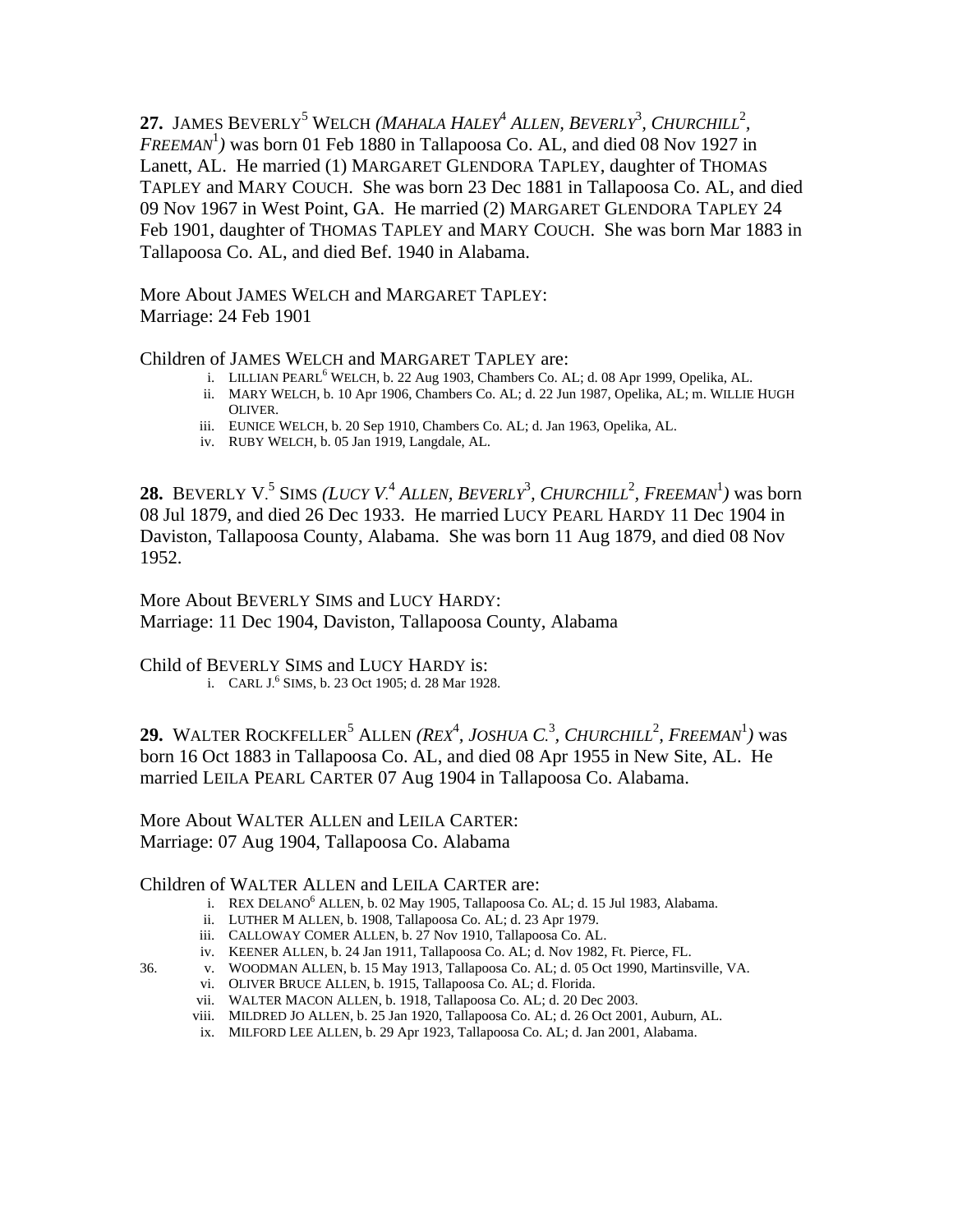**27.** JAMES BEVERLY[5] WELCH *(MAHALA HALEY[4] ALLEN, BEVERLY[3], CHURCHILL[2], FREEMAN[1])* was born 01 Feb 1880 in Tallapoosa Co. AL, and died 08 Nov 1927 in Lanett, AL. He married (1) MARGARET GLENDORA TAPLEY, daughter of THOMAS TAPLEY and MARY COUCH. She was born 23 Dec 1881 in Tallapoosa Co. AL, and died 09 Nov 1967 in West Point, GA. He married (2) MARGARET GLENDORA TAPLEY 24 Feb 1901, daughter of THOMAS TAPLEY and MARY COUCH. She was born Mar 1883 in Tallapoosa Co. AL, and died Bef. 1940 in Alabama.

More About JAMES WELCH and MARGARET TAPLEY:
Marriage: 24 Feb 1901

Children of JAMES WELCH and MARGARET TAPLEY are:

- i. LILLIAN PEARL[6] WELCH, b. 22 Aug 1903, Chambers Co. AL; d. 08 Apr 1999, Opelika, AL.
- ii. MARY WELCH, b. 10 Apr 1906, Chambers Co. AL; d. 22 Jun 1987, Opelika, AL; m. WILLIE HUGH OLIVER.
- iii. EUNICE WELCH, b. 20 Sep 1910, Chambers Co. AL; d. Jan 1963, Opelika, AL.
- iv. RUBY WELCH, b. 05 Jan 1919, Langdale, AL.

**28.** BEVERLY V.[5] SIMS *(LUCY V.[4] ALLEN, BEVERLY[3], CHURCHILL[2], FREEMAN[1])* was born 08 Jul 1879, and died 26 Dec 1933. He married LUCY PEARL HARDY 11 Dec 1904 in Daviston, Tallapoosa County, Alabama. She was born 11 Aug 1879, and died 08 Nov 1952.

More About BEVERLY SIMS and LUCY HARDY:
Marriage: 11 Dec 1904, Daviston, Tallapoosa County, Alabama

Child of BEVERLY SIMS and LUCY HARDY is:

- i. CARL J.[6] SIMS, b. 23 Oct 1905; d. 28 Mar 1928.

**29.** WALTER ROCKFELLER[5] ALLEN *(REX[4], JOSHUA C.[3], CHURCHILL[2], FREEMAN[1])* was born 16 Oct 1883 in Tallapoosa Co. AL, and died 08 Apr 1955 in New Site, AL. He married LEILA PEARL CARTER 07 Aug 1904 in Tallapoosa Co. Alabama.

More About WALTER ALLEN and LEILA CARTER:
Marriage: 07 Aug 1904, Tallapoosa Co. Alabama

Children of WALTER ALLEN and LEILA CARTER are:

- i. REX DELANO[6] ALLEN, b. 02 May 1905, Tallapoosa Co. AL; d. 15 Jul 1983, Alabama.
- ii. LUTHER M ALLEN, b. 1908, Tallapoosa Co. AL; d. 23 Apr 1979.
- iii. CALLOWAY COMER ALLEN, b. 27 Nov 1910, Tallapoosa Co. AL.
- iv. KEENER ALLEN, b. 24 Jan 1911, Tallapoosa Co. AL; d. Nov 1982, Ft. Pierce, FL.
- 36. v. WOODMAN ALLEN, b. 15 May 1913, Tallapoosa Co. AL; d. 05 Oct 1990, Martinsville, VA.
- vi. OLIVER BRUCE ALLEN, b. 1915, Tallapoosa Co. AL; d. Florida.
- vii. WALTER MACON ALLEN, b. 1918, Tallapoosa Co. AL; d. 20 Dec 2003.
- viii. MILDRED JO ALLEN, b. 25 Jan 1920, Tallapoosa Co. AL; d. 26 Oct 2001, Auburn, AL.
- ix. MILFORD LEE ALLEN, b. 29 Apr 1923, Tallapoosa Co. AL; d. Jan 2001, Alabama.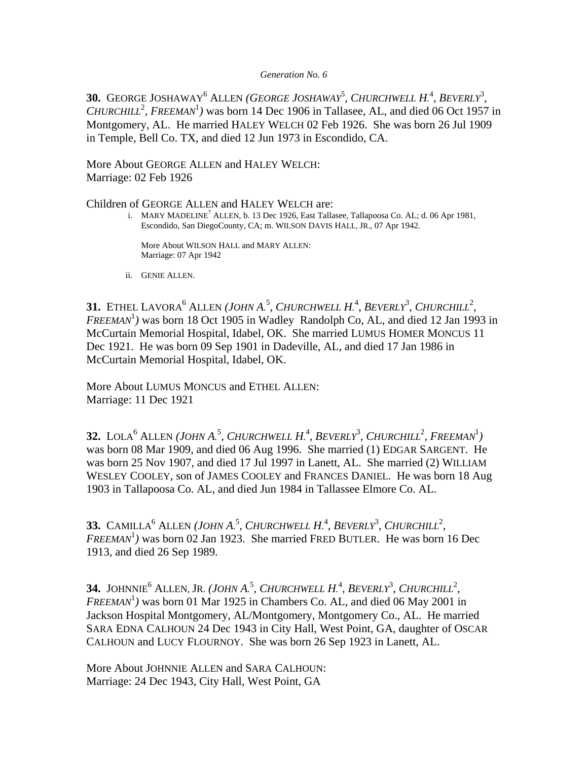*Generation No. 6*

**30.** GEORGE JOSHAWAY$^6$ ALLEN *(GEORGE JOSHAWAY$^5$, CHURCHWELL H.$^4$, BEVERLY$^3$, CHURCHILL$^2$, FREEMAN$^1$)* was born 14 Dec 1906 in Tallasee, AL, and died 06 Oct 1957 in Montgomery, AL. He married HALEY WELCH 02 Feb 1926. She was born 26 Jul 1909 in Temple, Bell Co. TX, and died 12 Jun 1973 in Escondido, CA.

More About GEORGE ALLEN and HALEY WELCH:
Marriage: 02 Feb 1926

Children of GEORGE ALLEN and HALEY WELCH are:

i. MARY MADELINE$^7$ ALLEN, b. 13 Dec 1926, East Tallasee, Tallapoosa Co. AL; d. 06 Apr 1981, Escondido, San DiegoCounty, CA; m. WILSON DAVIS HALL, JR., 07 Apr 1942.

   More About WILSON HALL and MARY ALLEN:
   Marriage: 07 Apr 1942

ii. GENIE ALLEN.

**31.** ETHEL LAVORA$^6$ ALLEN *(JOHN A.$^5$, CHURCHWELL H.$^4$, BEVERLY$^3$, CHURCHILL$^2$, FREEMAN$^1$)* was born 18 Oct 1905 in Wadley Randolph Co, AL, and died 12 Jan 1993 in McCurtain Memorial Hospital, Idabel, OK. She married LUMUS HOMER MONCUS 11 Dec 1921. He was born 09 Sep 1901 in Dadeville, AL, and died 17 Jan 1986 in McCurtain Memorial Hospital, Idabel, OK.

More About LUMUS MONCUS and ETHEL ALLEN:
Marriage: 11 Dec 1921

**32.** LOLA$^6$ ALLEN *(JOHN A.$^5$, CHURCHWELL H.$^4$, BEVERLY$^3$, CHURCHILL$^2$, FREEMAN$^1$)* was born 08 Mar 1909, and died 06 Aug 1996. She married (1) EDGAR SARGENT. He was born 25 Nov 1907, and died 17 Jul 1997 in Lanett, AL. She married (2) WILLIAM WESLEY COOLEY, son of JAMES COOLEY and FRANCES DANIEL. He was born 18 Aug 1903 in Tallapoosa Co. AL, and died Jun 1984 in Tallassee Elmore Co. AL.

**33.** CAMILLA$^6$ ALLEN *(JOHN A.$^5$, CHURCHWELL H.$^4$, BEVERLY$^3$, CHURCHILL$^2$, FREEMAN$^1$)* was born 02 Jan 1923. She married FRED BUTLER. He was born 16 Dec 1913, and died 26 Sep 1989.

**34.** JOHNNIE$^6$ ALLEN, JR. *(JOHN A.$^5$, CHURCHWELL H.$^4$, BEVERLY$^3$, CHURCHILL$^2$, FREEMAN$^1$)* was born 01 Mar 1925 in Chambers Co. AL, and died 06 May 2001 in Jackson Hospital Montgomery, AL/Montgomery, Montgomery Co., AL. He married SARA EDNA CALHOUN 24 Dec 1943 in City Hall, West Point, GA, daughter of OSCAR CALHOUN and LUCY FLOURNOY. She was born 26 Sep 1923 in Lanett, AL.

More About JOHNNIE ALLEN and SARA CALHOUN:
Marriage: 24 Dec 1943, City Hall, West Point, GA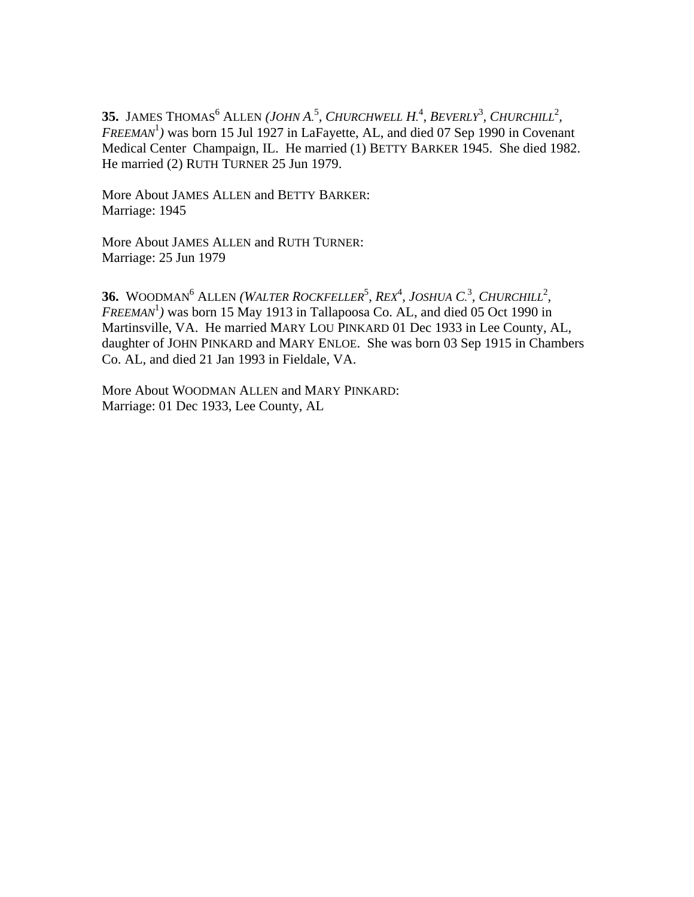**35.** James Thomas 6 Allen *(John A. 5, Churchwell H. 4, Beverly 3, Churchill 2, Freeman 1)* was born 15 Jul 1927 in LaFayette, AL, and died 07 Sep 1990 in Covenant Medical Center Champaign, IL. He married (1) Betty Barker 1945. She died 1982. He married (2) Ruth Turner 25 Jun 1979.

More About James Allen and Betty Barker:
Marriage: 1945

More About James Allen and Ruth Turner:
Marriage: 25 Jun 1979

**36.** Woodman 6 Allen *(Walter Rockfeller 5, Rex 4, Joshua C. 3, Churchill 2, Freeman 1)* was born 15 May 1913 in Tallapoosa Co. AL, and died 05 Oct 1990 in Martinsville, VA. He married Mary Lou Pinkard 01 Dec 1933 in Lee County, AL, daughter of John Pinkard and Mary Enloe. She was born 03 Sep 1915 in Chambers Co. AL, and died 21 Jan 1993 in Fieldale, VA.

More About Woodman Allen and Mary Pinkard:
Marriage: 01 Dec 1933, Lee County, AL